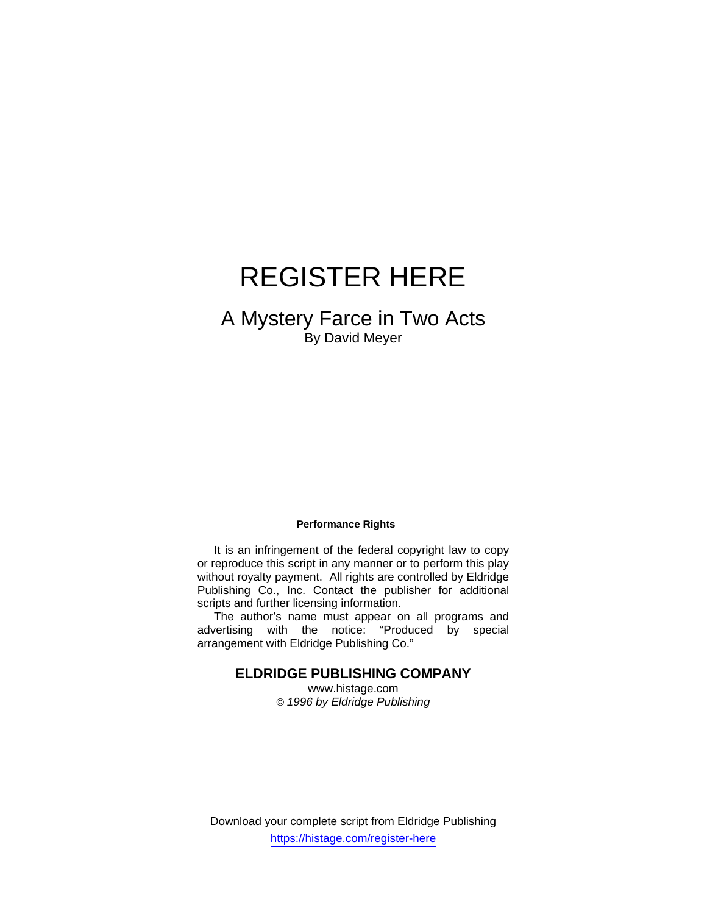# REGISTER HERE

## A Mystery Farce in Two Acts

By David Meyer

**Performance Rights**

It is an infringement of the federal copyright law to copy or reproduce this script in any manner or to perform this play without royalty payment. All rights are controlled by Eldridge Publishing Co., Inc. Contact the publisher for additional scripts and further licensing information.

The author's name must appear on all programs and advertising with the notice: "Produced by special arrangement with Eldridge Publishing Co."

**ELDRIDGE PUBLISHING COMPANY**

www.histage.com

© *1996 by Eldridge Publishing*

Download your complete script from Eldridge Publishing

https://histage.com/register-here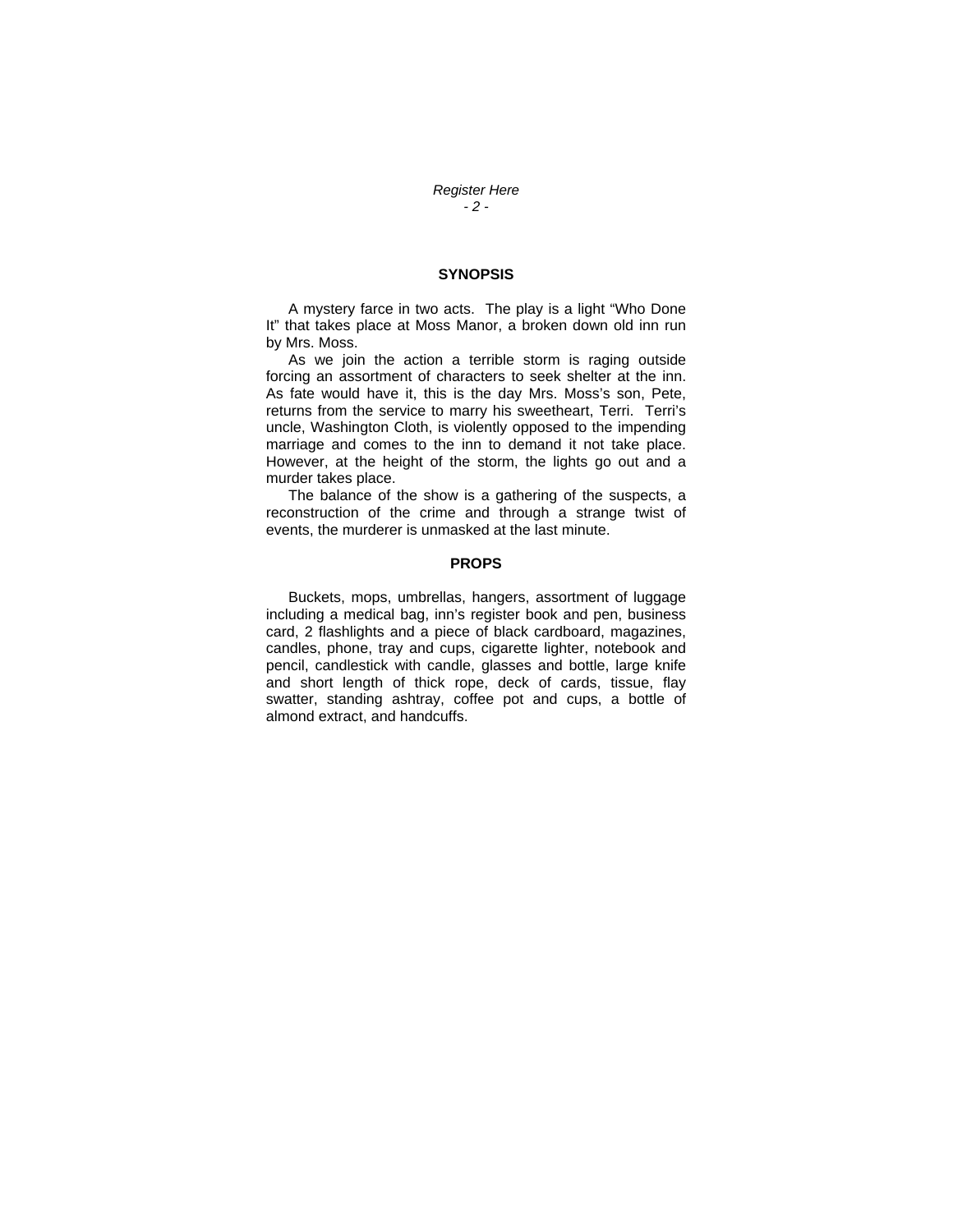## SYNOPSIS

A mystery farce in two acts. The play is a light "Who Done It" that takes place at Moss Manor, a broken down old inn run by Mrs. Moss.

As we join the action a terrible storm is raging outside forcing an assortment of characters to seek shelter at the inn. As fate would have it, this is the day Mrs. Moss's son, Pete, returns from the service to marry his sweetheart, Terri. Terri's uncle, Washington Cloth, is violently opposed to the impending marriage and comes to the inn to demand it not take place. However, at the height of the storm, the lights go out and a murder takes place.

The balance of the show is a gathering of the suspects, a reconstruction of the crime and through a strange twist of events, the murderer is unmasked at the last minute.

## PROPS

Buckets, mops, umbrellas, hangers, assortment of luggage including a medical bag, inn's register book and pen, business card, 2 flashlights and a piece of black cardboard, magazines, candles, phone, tray and cups, cigarette lighter, notebook and pencil, candlestick with candle, glasses and bottle, large knife and short length of thick rope, deck of cards, tissue, flay swatter, standing ashtray, coffee pot and cups, a bottle of almond extract, and handcuffs.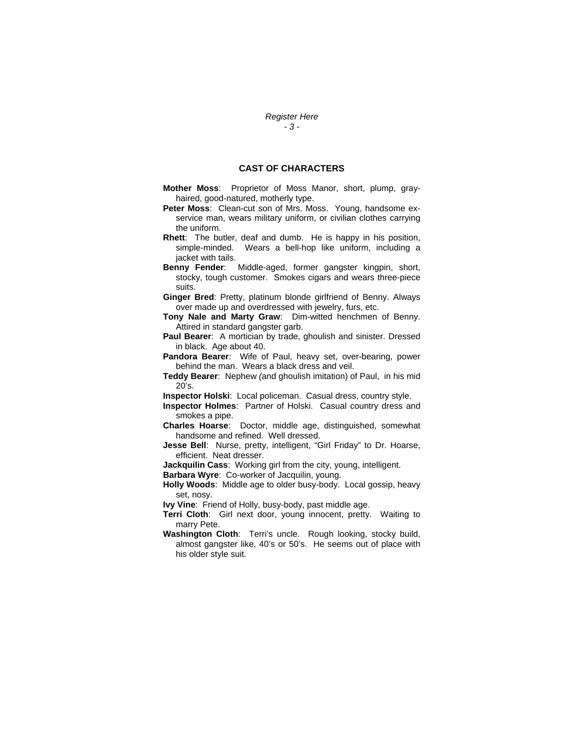## CAST OF CHARACTERS

**Mother Moss**: Proprietor of Moss Manor, short, plump, gray-haired, good-natured, motherly type.

**Peter Moss**: Clean-cut son of Mrs. Moss. Young, handsome ex-service man, wears military uniform, or civilian clothes carrying the uniform.

**Rhett**: The butler, deaf and dumb. He is happy in his position, simple-minded. Wears a bell-hop like uniform, including a jacket with tails.

**Benny Fender**: Middle-aged, former gangster kingpin, short, stocky, tough customer. Smokes cigars and wears three-piece suits.

**Ginger Bred**: Pretty, platinum blonde girlfriend of Benny. Always over made up and overdressed with jewelry, furs, etc.

**Tony Nale and Marty Graw**: Dim-witted henchmen of Benny. Attired in standard gangster garb.

**Paul Bearer**: A mortician by trade, ghoulish and sinister. Dressed in black. Age about 40.

**Pandora Bearer**: Wife of Paul, heavy set, over-bearing, power behind the man. Wears a black dress and veil.

**Teddy Bearer**: Nephew (and ghoulish imitation) of Paul, in his mid 20's.

**Inspector Holski**: Local policeman. Casual dress, country style.

**Inspector Holmes**: Partner of Holski. Casual country dress and smokes a pipe.

**Charles Hoarse**: Doctor, middle age, distinguished, somewhat handsome and refined. Well dressed.

**Jesse Bell**: Nurse, pretty, intelligent, "Girl Friday" to Dr. Hoarse, efficient. Neat dresser.

**Jackquilin Cass**: Working girl from the city, young, intelligent.

**Barbara Wyre**: Co-worker of Jacquilin, young.

**Holly Woods**: Middle age to older busy-body. Local gossip, heavy set, nosy.

**Ivy Vine**: Friend of Holly, busy-body, past middle age.

**Terri Cloth**: Girl next door, young innocent, pretty. Waiting to marry Pete.

**Washington Cloth**: Terri's uncle. Rough looking, stocky build, almost gangster like, 40's or 50's. He seems out of place with his older style suit.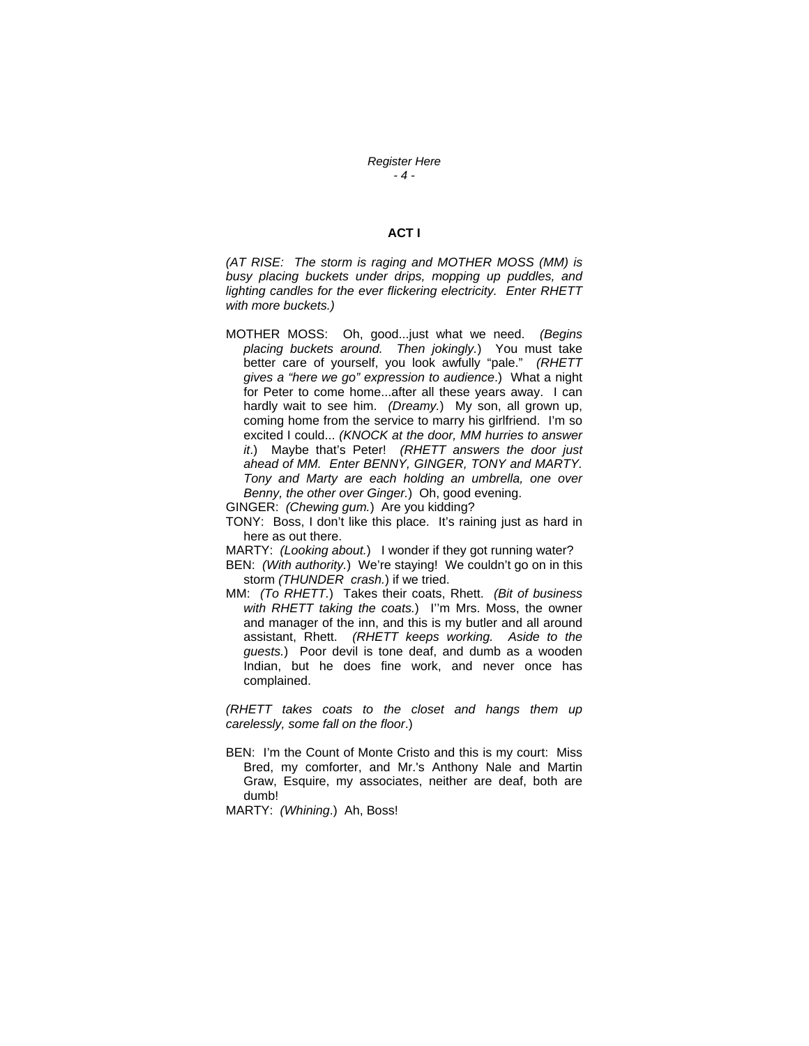## ACT I

*(AT RISE: The storm is raging and MOTHER MOSS (MM) is busy placing buckets under drips, mopping up puddles, and lighting candles for the ever flickering electricity. Enter RHETT with more buckets.)*

MOTHER MOSS: Oh, good...just what we need. *(Begins placing buckets around. Then jokingly.)* You must take better care of yourself, you look awfully "pale." *(RHETT gives a "here we go" expression to audience.)* What a night for Peter to come home...after all these years away. I can hardly wait to see him. *(Dreamy.)* My son, all grown up, coming home from the service to marry his girlfriend. I'm so excited I could... *(KNOCK at the door, MM hurries to answer it.)* Maybe that's Peter! *(RHETT answers the door just ahead of MM. Enter BENNY, GINGER, TONY and MARTY. Tony and Marty are each holding an umbrella, one over Benny, the other over Ginger.)* Oh, good evening.

GINGER: *(Chewing gum.)* Are you kidding?

TONY: Boss, I don't like this place. It's raining just as hard in here as out there.

MARTY: *(Looking about.)* I wonder if they got running water?

BEN: *(With authority.)* We're staying! We couldn't go on in this storm *(THUNDER crash.)* if we tried.

MM: *(To RHETT.)* Takes their coats, Rhett. *(Bit of business with RHETT taking the coats.)* I''m Mrs. Moss, the owner and manager of the inn, and this is my butler and all around assistant, Rhett. *(RHETT keeps working. Aside to the guests.)* Poor devil is tone deaf, and dumb as a wooden Indian, but he does fine work, and never once has complained.

*(RHETT takes coats to the closet and hangs them up carelessly, some fall on the floor.)*

BEN: I'm the Count of Monte Cristo and this is my court: Miss Bred, my comforter, and Mr.'s Anthony Nale and Martin Graw, Esquire, my associates, neither are deaf, both are dumb!

MARTY: *(Whining.)* Ah, Boss!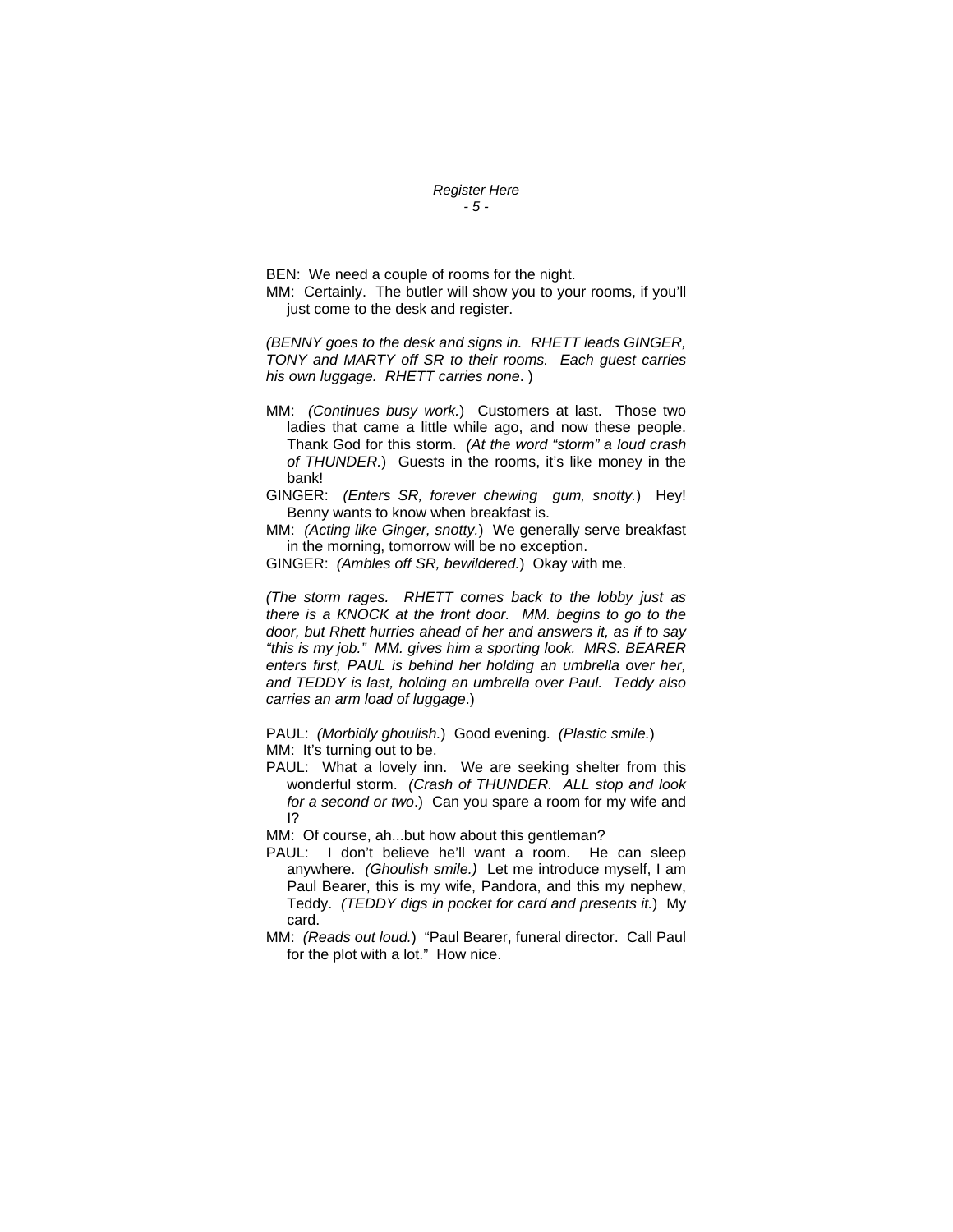BEN: We need a couple of rooms for the night.

MM: Certainly. The butler will show you to your rooms, if you'll just come to the desk and register.

*(BENNY goes to the desk and signs in. RHETT leads GINGER, TONY and MARTY off SR to their rooms. Each guest carries his own luggage. RHETT carries none.* )

MM: *(Continues busy work.*) Customers at last. Those two ladies that came a little while ago, and now these people. Thank God for this storm. *(At the word "storm" a loud crash of THUNDER.*) Guests in the rooms, it's like money in the bank!

GINGER: *(Enters SR, forever chewing gum, snotty.*) Hey! Benny wants to know when breakfast is.

MM: *(Acting like Ginger, snotty.*) We generally serve breakfast in the morning, tomorrow will be no exception.

GINGER: *(Ambles off SR, bewildered.*) Okay with me.

*(The storm rages. RHETT comes back to the lobby just as there is a KNOCK at the front door. MM. begins to go to the door, but Rhett hurries ahead of her and answers it, as if to say "this is my job." MM. gives him a sporting look. MRS. BEARER enters first, PAUL is behind her holding an umbrella over her, and TEDDY is last, holding an umbrella over Paul. Teddy also carries an arm load of luggage*.)

PAUL: *(Morbidly ghoulish.*) Good evening. *(Plastic smile.*)

MM: It's turning out to be.

PAUL: What a lovely inn. We are seeking shelter from this wonderful storm. *(Crash of THUNDER. ALL stop and look for a second or two*.) Can you spare a room for my wife and I?

MM: Of course, ah...but how about this gentleman?

PAUL: I don't believe he'll want a room. He can sleep anywhere. *(Ghoulish smile.)* Let me introduce myself, I am Paul Bearer, this is my wife, Pandora, and this my nephew, Teddy. *(TEDDY digs in pocket for card and presents it.*) My card.

MM: *(Reads out loud.*) "Paul Bearer, funeral director. Call Paul for the plot with a lot." How nice.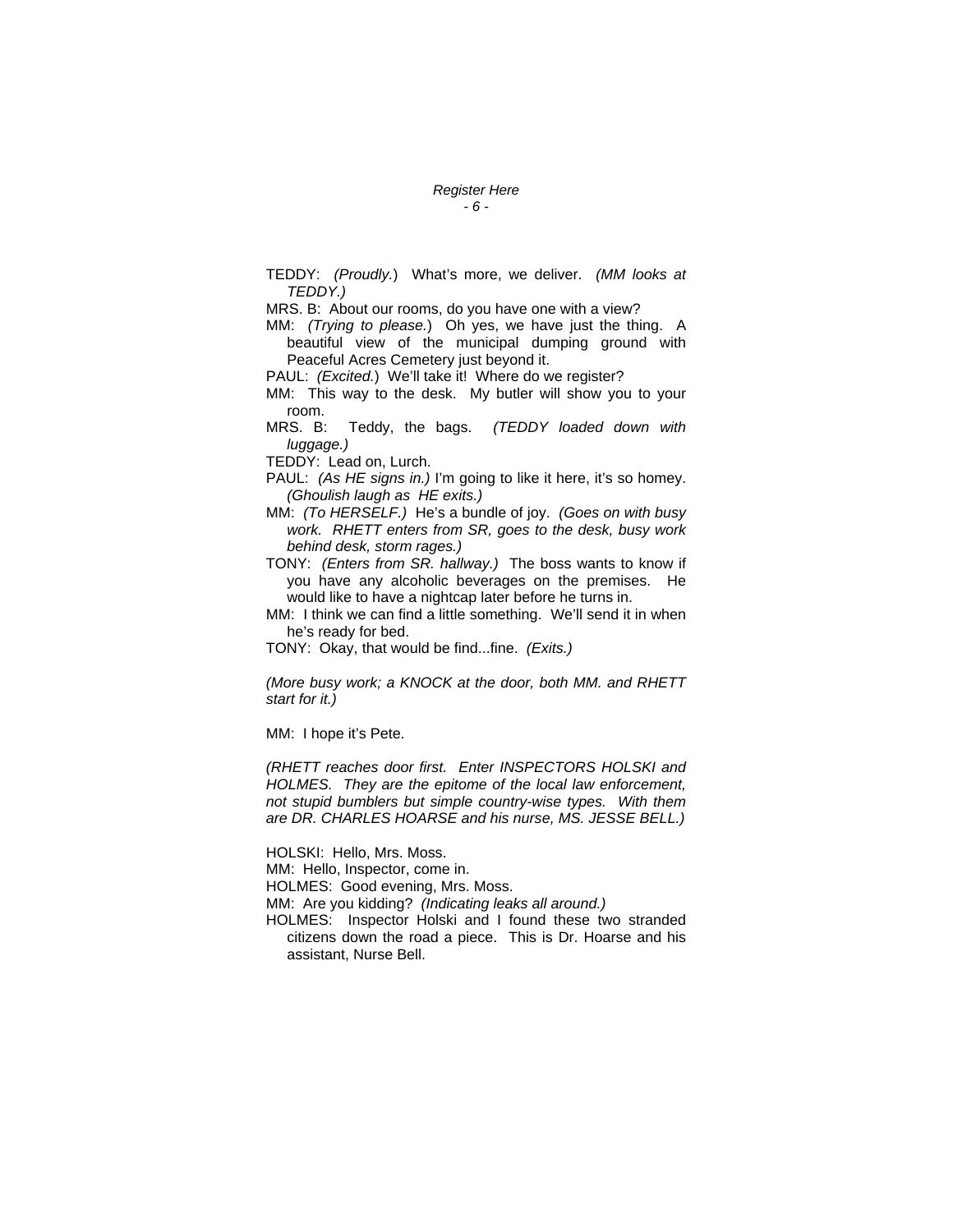TEDDY: *(Proudly.)* What's more, we deliver. *(MM looks at TEDDY.)*

MRS. B: About our rooms, do you have one with a view?

MM: *(Trying to please.)* Oh yes, we have just the thing. A beautiful view of the municipal dumping ground with Peaceful Acres Cemetery just beyond it.

PAUL: *(Excited.)* We'll take it! Where do we register?

MM: This way to the desk. My butler will show you to your room.

MRS. B: Teddy, the bags. *(TEDDY loaded down with luggage.)*

TEDDY: Lead on, Lurch.

PAUL: *(As HE signs in.)* I'm going to like it here, it's so homey. *(Ghoulish laugh as HE exits.)*

MM: *(To HERSELF.)* He's a bundle of joy. *(Goes on with busy work. RHETT enters from SR, goes to the desk, busy work behind desk, storm rages.)*

TONY: *(Enters from SR. hallway.)* The boss wants to know if you have any alcoholic beverages on the premises. He would like to have a nightcap later before he turns in.

MM: I think we can find a little something. We'll send it in when he's ready for bed.

TONY: Okay, that would be find...fine. *(Exits.)*

*(More busy work; a KNOCK at the door, both MM. and RHETT start for it.)*

MM: I hope it's Pete.

*(RHETT reaches door first. Enter INSPECTORS HOLSKI and HOLMES. They are the epitome of the local law enforcement, not stupid bumblers but simple country-wise types. With them are DR. CHARLES HOARSE and his nurse, MS. JESSE BELL.)*

HOLSKI: Hello, Mrs. Moss.

MM: Hello, Inspector, come in.

HOLMES: Good evening, Mrs. Moss.

MM: Are you kidding? *(Indicating leaks all around.)*

HOLMES: Inspector Holski and I found these two stranded citizens down the road a piece. This is Dr. Hoarse and his assistant, Nurse Bell.